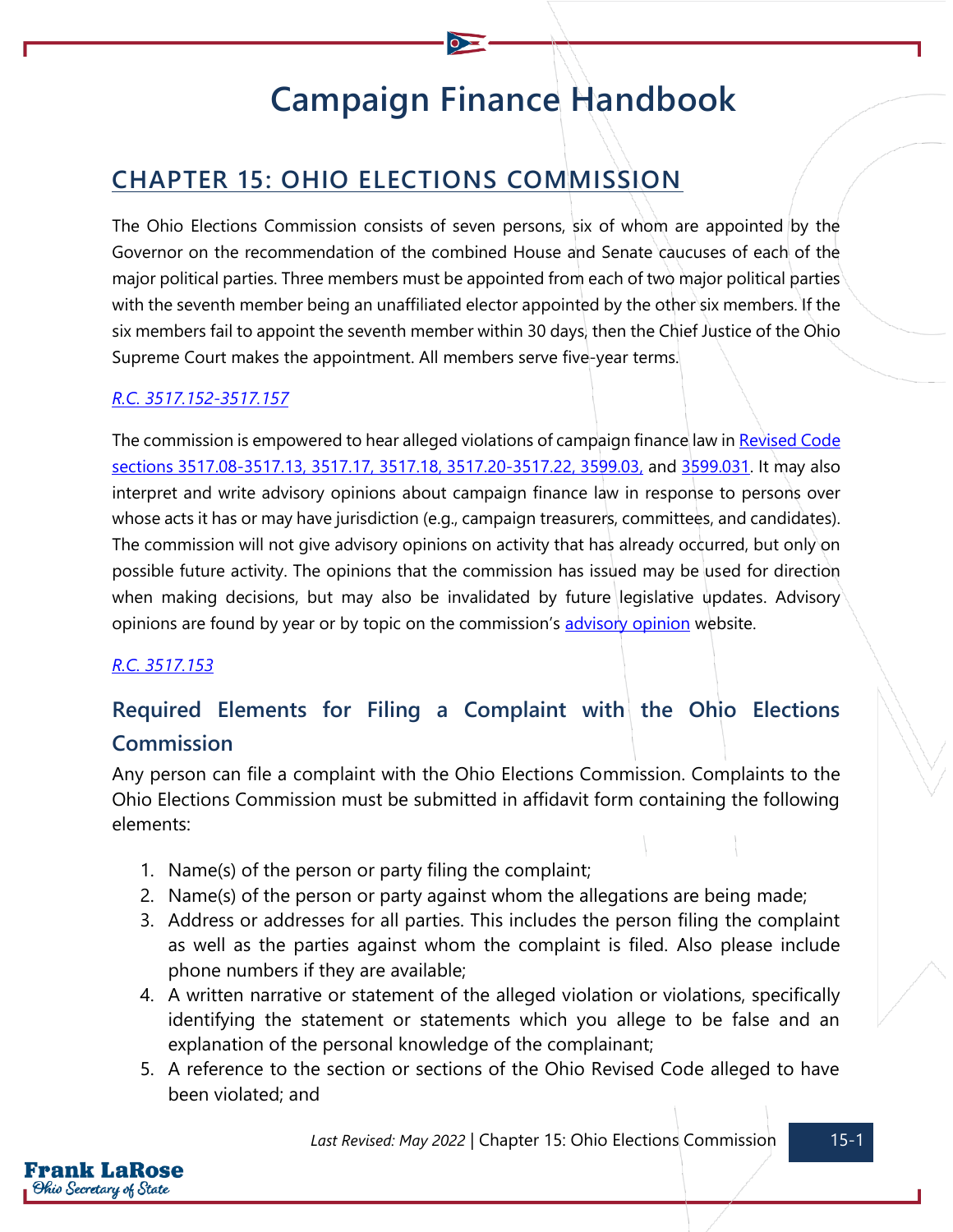# Campaign Finance Handbook

## CHAPTER 15: OHIO ELECTIONS COMMISSION

The Ohio Elections Commission consists of seven persons, six of whom are appointed by the Governor on the recommendation of the combined House and Senate caucuses of each of the major political parties. Three members must be appointed from each of two major political parties with the seventh member being an unaffiliated elector appointed by the other six members. If the six members fail to appoint the seventh member within 30 days, then the Chief Justice of the Ohio Supreme Court makes the appointment. All members serve five-year terms.

*R.C. 3517.152-3517.157*

The commission is empowered to hear alleged violations of campaign finance law in Revised Code sections 3517.08-3517.13, 3517.17, 3517.18, 3517.20-3517.22, 3599.03, and 3599.031. It may also interpret and write advisory opinions about campaign finance law in response to persons over whose acts it has or may have jurisdiction (e.g., campaign treasurers, committees, and candidates). The commission will not give advisory opinions on activity that has already occurred, but only on possible future activity. The opinions that the commission has issued may be used for direction when making decisions, but may also be invalidated by future legislative updates. Advisory opinions are found by year or by topic on the commission's advisory opinion website.

*R.C. 3517.153*

### Required Elements for Filing a Complaint with the Ohio Elections Commission

Any person can file a complaint with the Ohio Elections Commission. Complaints to the Ohio Elections Commission must be submitted in affidavit form containing the following elements:

1. Name(s) of the person or party filing the complaint;
2. Name(s) of the person or party against whom the allegations are being made;
3. Address or addresses for all parties. This includes the person filing the complaint as well as the parties against whom the complaint is filed. Also please include phone numbers if they are available;
4. A written narrative or statement of the alleged violation or violations, specifically identifying the statement or statements which you allege to be false and an explanation of the personal knowledge of the complainant;
5. A reference to the section or sections of the Ohio Revised Code alleged to have been violated; and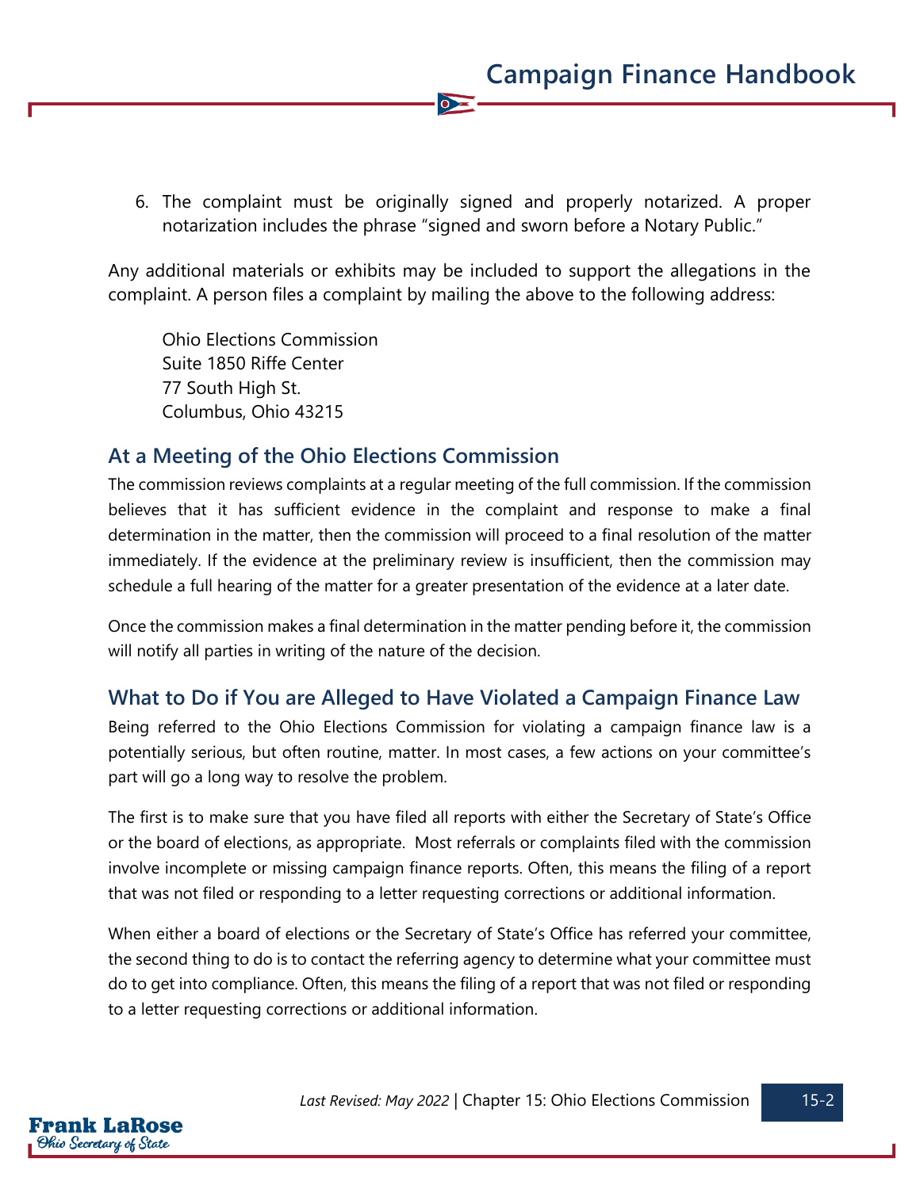6. The complaint must be originally signed and properly notarized. A proper notarization includes the phrase "signed and sworn before a Notary Public."

Any additional materials or exhibits may be included to support the allegations in the complaint. A person files a complaint by mailing the above to the following address:

Ohio Elections Commission
Suite 1850 Riffe Center
77 South High St.
Columbus, Ohio 43215

## At a Meeting of the Ohio Elections Commission

The commission reviews complaints at a regular meeting of the full commission. If the commission believes that it has sufficient evidence in the complaint and response to make a final determination in the matter, then the commission will proceed to a final resolution of the matter immediately. If the evidence at the preliminary review is insufficient, then the commission may schedule a full hearing of the matter for a greater presentation of the evidence at a later date.

Once the commission makes a final determination in the matter pending before it, the commission will notify all parties in writing of the nature of the decision.

## What to Do if You are Alleged to Have Violated a Campaign Finance Law

Being referred to the Ohio Elections Commission for violating a campaign finance law is a potentially serious, but often routine, matter. In most cases, a few actions on your committee's part will go a long way to resolve the problem.

The first is to make sure that you have filed all reports with either the Secretary of State's Office or the board of elections, as appropriate. Most referrals or complaints filed with the commission involve incomplete or missing campaign finance reports. Often, this means the filing of a report that was not filed or responding to a letter requesting corrections or additional information.

When either a board of elections or the Secretary of State's Office has referred your committee, the second thing to do is to contact the referring agency to determine what your committee must do to get into compliance. Often, this means the filing of a report that was not filed or responding to a letter requesting corrections or additional information.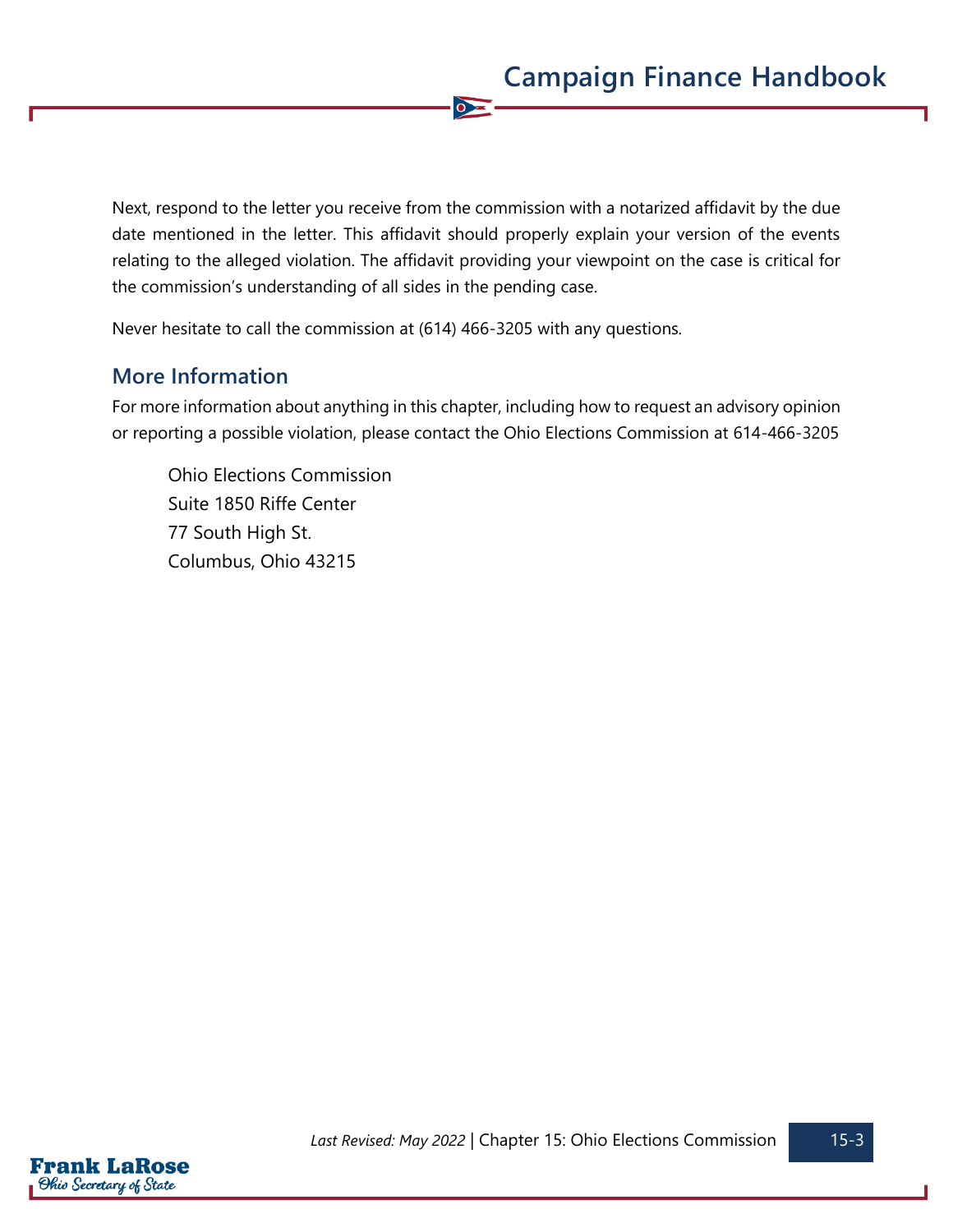Next, respond to the letter you receive from the commission with a notarized affidavit by the due date mentioned in the letter. This affidavit should properly explain your version of the events relating to the alleged violation. The affidavit providing your viewpoint on the case is critical for the commission's understanding of all sides in the pending case.

Never hesitate to call the commission at (614) 466-3205 with any questions.

## More Information

For more information about anything in this chapter, including how to request an advisory opinion or reporting a possible violation, please contact the Ohio Elections Commission at 614-466-3205

> Ohio Elections Commission
> Suite 1850 Riffe Center
> 77 South High St.
> Columbus, Ohio 43215